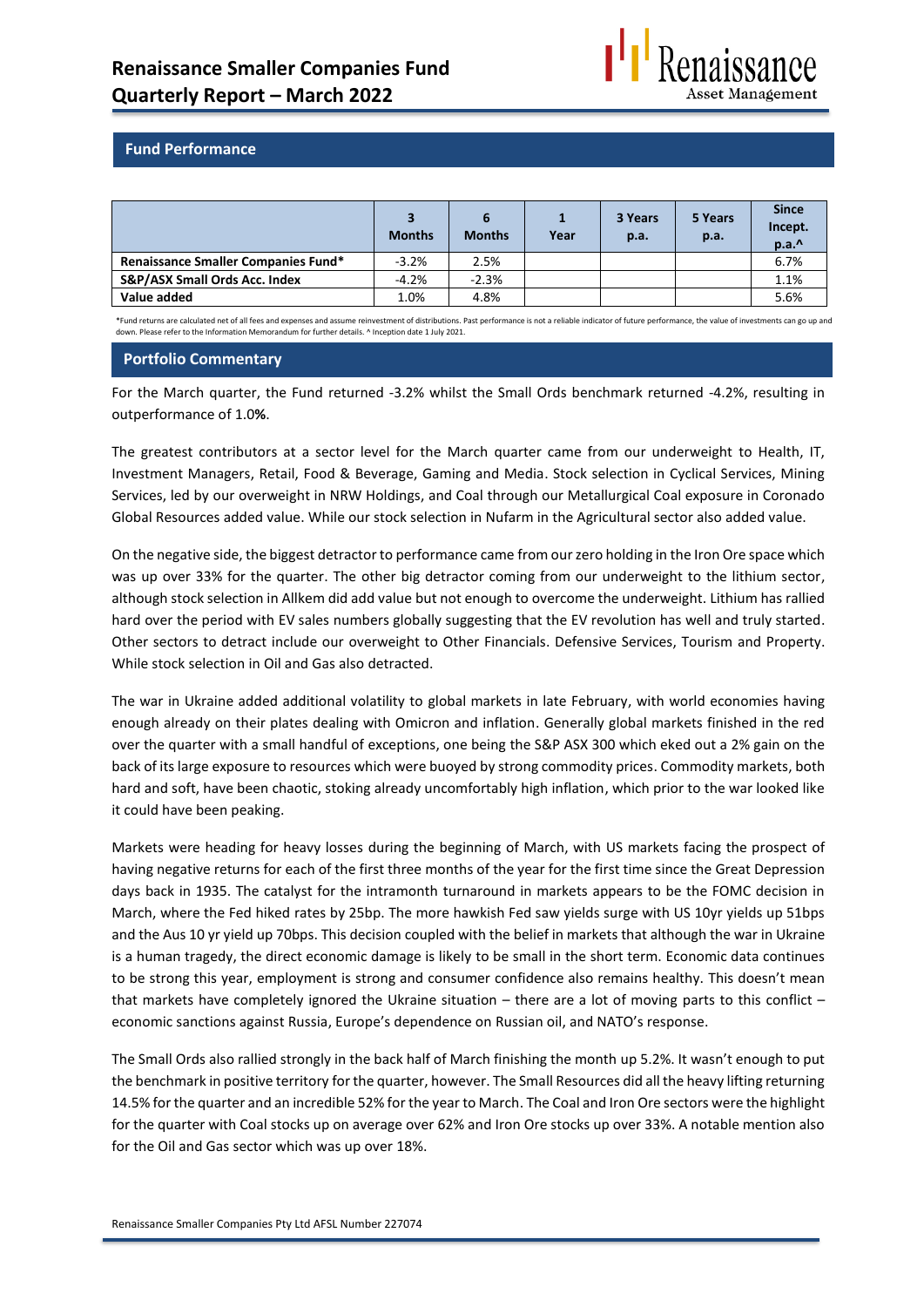# Renaissance Smaller Companies Fund
# Quarterly Report – March 2022

## Fund Performance

| | 3 Months | 6 Months | 1 Year | 3 Years p.a. | 5 Years p.a. | Since Incept. p.a.^ |
|---|---|---|---|---|---|---|
| **Renaissance Smaller Companies Fund*** | -3.2% | 2.5% | | | | 6.7% |
| **S&P/ASX Small Ords Acc. Index** | -4.2% | -2.3% | | | | 1.1% |
| **Value added** | 1.0% | 4.8% | | | | 5.6% |

*Fund returns are calculated net of all fees and expenses and assume reinvestment of distributions. Past performance is not a reliable indicator of future performance, the value of investments can go up and down. Please refer to the Information Memorandum for further details. ^ Inception date 1 July 2021.

## Portfolio Commentary

For the March quarter, the Fund returned -3.2% whilst the Small Ords benchmark returned -4.2%, resulting in outperformance of 1.0**%**.

The greatest contributors at a sector level for the March quarter came from our underweight to Health, IT, Investment Managers, Retail, Food & Beverage, Gaming and Media. Stock selection in Cyclical Services, Mining Services, led by our overweight in NRW Holdings, and Coal through our Metallurgical Coal exposure in Coronado Global Resources added value. While our stock selection in Nufarm in the Agricultural sector also added value.

On the negative side, the biggest detractor to performance came from our zero holding in the Iron Ore space which was up over 33% for the quarter. The other big detractor coming from our underweight to the lithium sector, although stock selection in Allkem did add value but not enough to overcome the underweight. Lithium has rallied hard over the period with EV sales numbers globally suggesting that the EV revolution has well and truly started. Other sectors to detract include our overweight to Other Financials. Defensive Services, Tourism and Property. While stock selection in Oil and Gas also detracted.

The war in Ukraine added additional volatility to global markets in late February, with world economies having enough already on their plates dealing with Omicron and inflation. Generally global markets finished in the red over the quarter with a small handful of exceptions, one being the S&P ASX 300 which eked out a 2% gain on the back of its large exposure to resources which were buoyed by strong commodity prices. Commodity markets, both hard and soft, have been chaotic, stoking already uncomfortably high inflation, which prior to the war looked like it could have been peaking.

Markets were heading for heavy losses during the beginning of March, with US markets facing the prospect of having negative returns for each of the first three months of the year for the first time since the Great Depression days back in 1935. The catalyst for the intramonth turnaround in markets appears to be the FOMC decision in March, where the Fed hiked rates by 25bp. The more hawkish Fed saw yields surge with US 10yr yields up 51bps and the Aus 10 yr yield up 70bps. This decision coupled with the belief in markets that although the war in Ukraine is a human tragedy, the direct economic damage is likely to be small in the short term. Economic data continues to be strong this year, employment is strong and consumer confidence also remains healthy. This doesn't mean that markets have completely ignored the Ukraine situation – there are a lot of moving parts to this conflict – economic sanctions against Russia, Europe's dependence on Russian oil, and NATO's response.

The Small Ords also rallied strongly in the back half of March finishing the month up 5.2%. It wasn't enough to put the benchmark in positive territory for the quarter, however. The Small Resources did all the heavy lifting returning 14.5% for the quarter and an incredible 52% for the year to March. The Coal and Iron Ore sectors were the highlight for the quarter with Coal stocks up on average over 62% and Iron Ore stocks up over 33%. A notable mention also for the Oil and Gas sector which was up over 18%.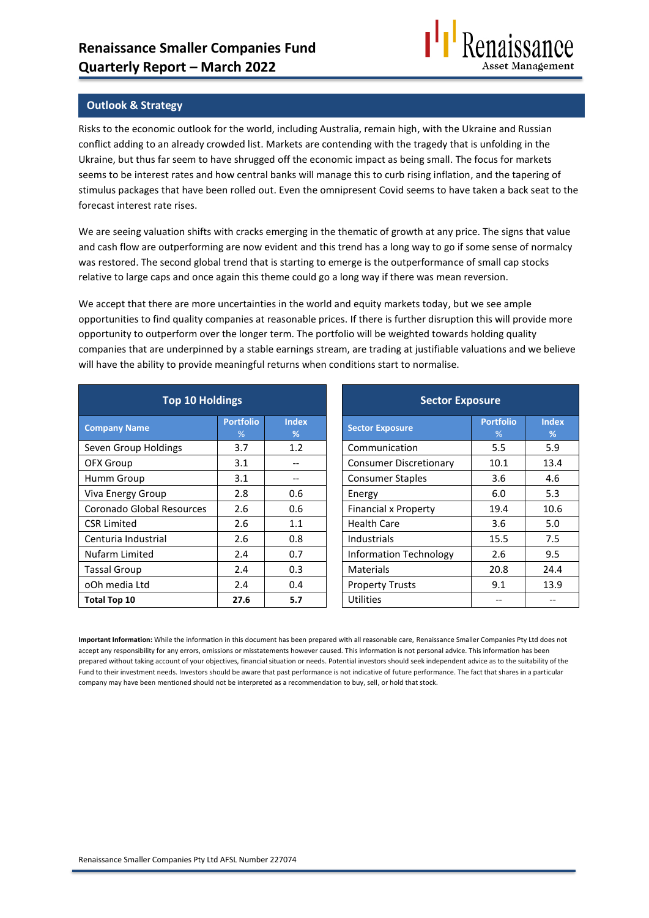## Outlook & Strategy

Risks to the economic outlook for the world, including Australia, remain high, with the Ukraine and Russian conflict adding to an already crowded list. Markets are contending with the tragedy that is unfolding in the Ukraine, but thus far seem to have shrugged off the economic impact as being small. The focus for markets seems to be interest rates and how central banks will manage this to curb rising inflation, and the tapering of stimulus packages that have been rolled out. Even the omnipresent Covid seems to have taken a back seat to the forecast interest rate rises.

We are seeing valuation shifts with cracks emerging in the thematic of growth at any price. The signs that value and cash flow are outperforming are now evident and this trend has a long way to go if some sense of normalcy was restored. The second global trend that is starting to emerge is the outperformance of small cap stocks relative to large caps and once again this theme could go a long way if there was mean reversion.

We accept that there are more uncertainties in the world and equity markets today, but we see ample opportunities to find quality companies at reasonable prices. If there is further disruption this will provide more opportunity to outperform over the longer term. The portfolio will be weighted towards holding quality companies that are underpinned by a stable earnings stream, are trading at justifiable valuations and we believe will have the ability to provide meaningful returns when conditions start to normalise.

**Top 10 Holdings**

| Company Name | Portfolio % | Index % |
|---|---|---|
| Seven Group Holdings | 3.7 | 1.2 |
| OFX Group | 3.1 | -- |
| Humm Group | 3.1 | -- |
| Viva Energy Group | 2.8 | 0.6 |
| Coronado Global Resources | 2.6 | 0.6 |
| CSR Limited | 2.6 | 1.1 |
| Centuria Industrial | 2.6 | 0.8 |
| Nufarm Limited | 2.4 | 0.7 |
| Tassal Group | 2.4 | 0.3 |
| oOh media Ltd | 2.4 | 0.4 |
| **Total Top 10** | **27.6** | **5.7** |

**Sector Exposure**

| Sector Exposure | Portfolio % | Index % |
|---|---|---|
| Communication | 5.5 | 5.9 |
| Consumer Discretionary | 10.1 | 13.4 |
| Consumer Staples | 3.6 | 4.6 |
| Energy | 6.0 | 5.3 |
| Financial x Property | 19.4 | 10.6 |
| Health Care | 3.6 | 5.0 |
| Industrials | 15.5 | 7.5 |
| Information Technology | 2.6 | 9.5 |
| Materials | 20.8 | 24.4 |
| Property Trusts | 9.1 | 13.9 |
| Utilities | -- | -- |

**Important Information:** While the information in this document has been prepared with all reasonable care, Renaissance Smaller Companies Pty Ltd does not accept any responsibility for any errors, omissions or misstatements however caused. This information is not personal advice. This information has been prepared without taking account of your objectives, financial situation or needs. Potential investors should seek independent advice as to the suitability of the Fund to their investment needs. Investors should be aware that past performance is not indicative of future performance. The fact that shares in a particular company may have been mentioned should not be interpreted as a recommendation to buy, sell, or hold that stock.

Renaissance Smaller Companies Pty Ltd AFSL Number 227074